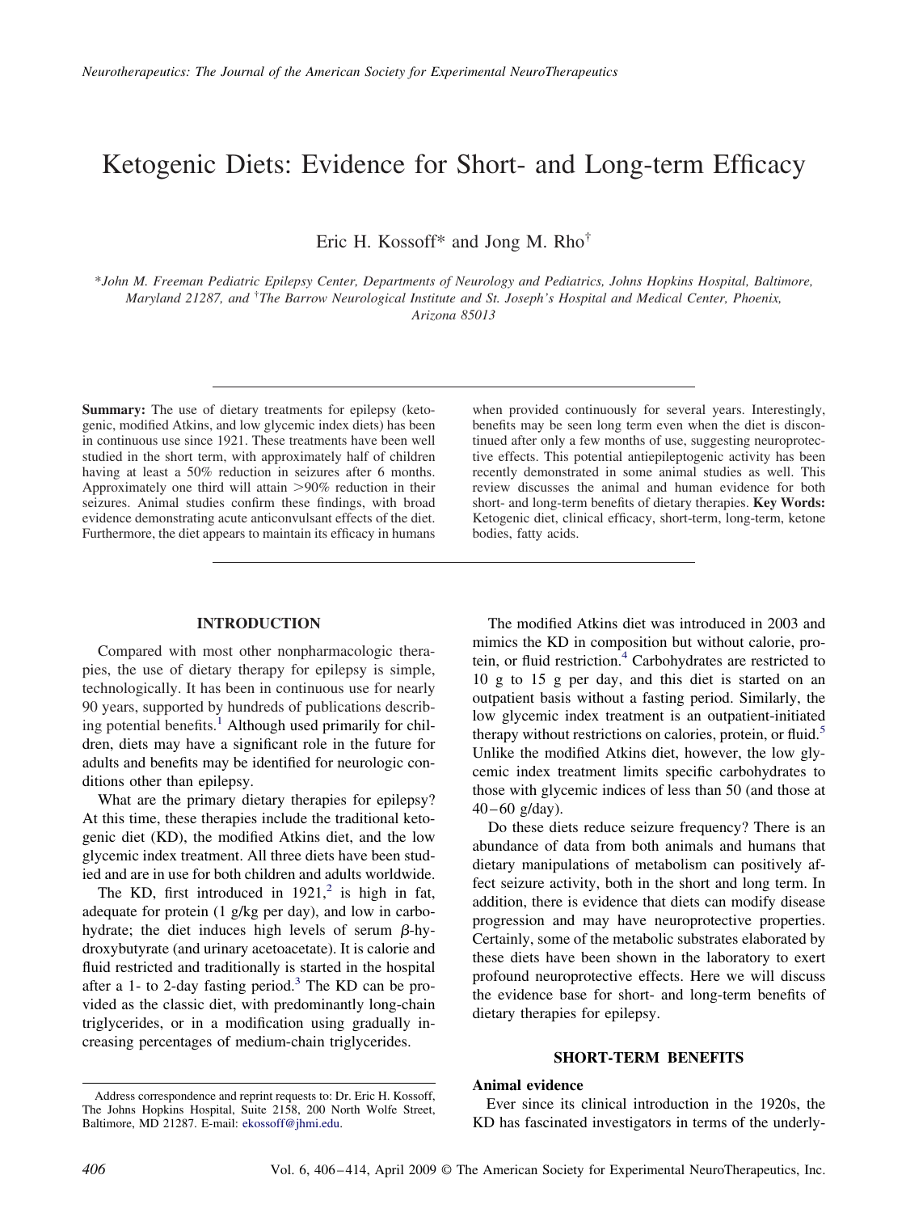# Ketogenic Diets: Evidence for Short- and Long-term Efficacy

Eric H. Kossoff* and Jong M. Rho†

*John M. Freeman Pediatric Epilepsy Center, Departments of Neurology and Pediatrics, Johns Hopkins Hospital, Baltimore, Maryland 21287, and †The Barrow Neurological Institute and St. Joseph's Hospital and Medical Center, Phoenix, Arizona 85013

**Summary:** The use of dietary treatments for epilepsy (ketogenic, modified Atkins, and low glycemic index diets) has been in continuous use since 1921. These treatments have been well studied in the short term, with approximately half of children having at least a 50% reduction in seizures after 6 months. Approximately one third will attain >90% reduction in their seizures. Animal studies confirm these findings, with broad evidence demonstrating acute anticonvulsant effects of the diet. Furthermore, the diet appears to maintain its efficacy in humans when provided continuously for several years. Interestingly, benefits may be seen long term even when the diet is discontinued after only a few months of use, suggesting neuroprotective effects. This potential antiepileptogenic activity has been recently demonstrated in some animal studies as well. This review discusses the animal and human evidence for both short- and long-term benefits of dietary therapies. **Key Words:** Ketogenic diet, clinical efficacy, short-term, long-term, ketone bodies, fatty acids.

## INTRODUCTION

Compared with most other nonpharmacologic therapies, the use of dietary therapy for epilepsy is simple, technologically. It has been in continuous use for nearly 90 years, supported by hundreds of publications describing potential benefits.[1] Although used primarily for children, diets may have a significant role in the future for adults and benefits may be identified for neurologic conditions other than epilepsy.

What are the primary dietary therapies for epilepsy? At this time, these therapies include the traditional ketogenic diet (KD), the modified Atkins diet, and the low glycemic index treatment. All three diets have been studied and are in use for both children and adults worldwide.

The KD, first introduced in 1921,[2] is high in fat, adequate for protein (1 g/kg per day), and low in carbohydrate; the diet induces high levels of serum β-hydroxybutyrate (and urinary acetoacetate). It is calorie and fluid restricted and traditionally is started in the hospital after a 1- to 2-day fasting period.[3] The KD can be provided as the classic diet, with predominantly long-chain triglycerides, or in a modification using gradually increasing percentages of medium-chain triglycerides.

The modified Atkins diet was introduced in 2003 and mimics the KD in composition but without calorie, protein, or fluid restriction.[4] Carbohydrates are restricted to 10 g to 15 g per day, and this diet is started on an outpatient basis without a fasting period. Similarly, the low glycemic index treatment is an outpatient-initiated therapy without restrictions on calories, protein, or fluid.[5] Unlike the modified Atkins diet, however, the low glycemic index treatment limits specific carbohydrates to those with glycemic indices of less than 50 (and those at 40–60 g/day).

Do these diets reduce seizure frequency? There is an abundance of data from both animals and humans that dietary manipulations of metabolism can positively affect seizure activity, both in the short and long term. In addition, there is evidence that diets can modify disease progression and may have neuroprotective properties. Certainly, some of the metabolic substrates elaborated by these diets have been shown in the laboratory to exert profound neuroprotective effects. Here we will discuss the evidence base for short- and long-term benefits of dietary therapies for epilepsy.

## SHORT-TERM BENEFITS

### Animal evidence

Ever since its clinical introduction in the 1920s, the KD has fascinated investigators in terms of the underly-

Address correspondence and reprint requests to: Dr. Eric H. Kossoff, The Johns Hopkins Hospital, Suite 2158, 200 North Wolfe Street, Baltimore, MD 21287. E-mail: ekossoff@jhmi.edu.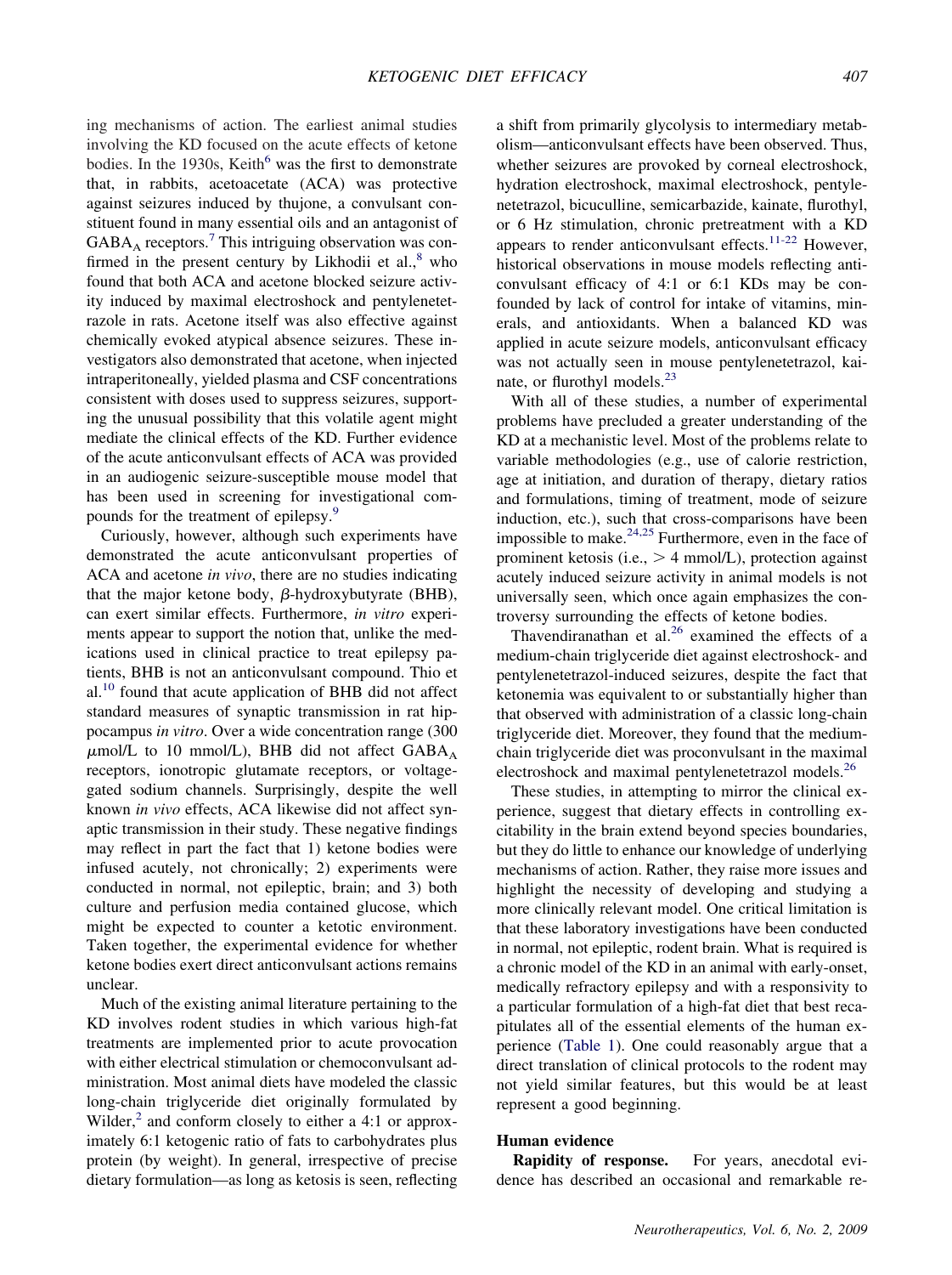ing mechanisms of action. The earliest animal studies involving the KD focused on the acute effects of ketone bodies. In the 1930s, Keith[6] was the first to demonstrate that, in rabbits, acetoacetate (ACA) was protective against seizures induced by thujone, a convulsant constituent found in many essential oils and an antagonist of $GABA_A$ receptors.[7] This intriguing observation was confirmed in the present century by Likhodii et al.,[8] who found that both ACA and acetone blocked seizure activity induced by maximal electroshock and pentylenetetrazole in rats. Acetone itself was also effective against chemically evoked atypical absence seizures. These investigators also demonstrated that acetone, when injected intraperitoneally, yielded plasma and CSF concentrations consistent with doses used to suppress seizures, supporting the unusual possibility that this volatile agent might mediate the clinical effects of the KD. Further evidence of the acute anticonvulsant effects of ACA was provided in an audiogenic seizure-susceptible mouse model that has been used in screening for investigational compounds for the treatment of epilepsy.[9]

Curiously, however, although such experiments have demonstrated the acute anticonvulsant properties of ACA and acetone *in vivo*, there are no studies indicating that the major ketone body, β-hydroxybutyrate (BHB), can exert similar effects. Furthermore, *in vitro* experiments appear to support the notion that, unlike the medications used in clinical practice to treat epilepsy patients, BHB is not an anticonvulsant compound. Thio et al.[10] found that acute application of BHB did not affect standard measures of synaptic transmission in rat hippocampus *in vitro*. Over a wide concentration range (300 μmol/L to 10 mmol/L), BHB did not affect $GABA_A$ receptors, ionotropic glutamate receptors, or voltage-gated sodium channels. Surprisingly, despite the well known *in vivo* effects, ACA likewise did not affect synaptic transmission in their study. These negative findings may reflect in part the fact that 1) ketone bodies were infused acutely, not chronically; 2) experiments were conducted in normal, not epileptic, brain; and 3) both culture and perfusion media contained glucose, which might be expected to counter a ketotic environment. Taken together, the experimental evidence for whether ketone bodies exert direct anticonvulsant actions remains unclear.

Much of the existing animal literature pertaining to the KD involves rodent studies in which various high-fat treatments are implemented prior to acute provocation with either electrical stimulation or chemoconvulsant administration. Most animal diets have modeled the classic long-chain triglyceride diet originally formulated by Wilder,[2] and conform closely to either a 4:1 or approximately 6:1 ketogenic ratio of fats to carbohydrates plus protein (by weight). In general, irrespective of precise dietary formulation—as long as ketosis is seen, reflecting a shift from primarily glycolysis to intermediary metabolism—anticonvulsant effects have been observed. Thus, whether seizures are provoked by corneal electroshock, hydration electroshock, maximal electroshock, pentylenetetrazol, bicuculline, semicarbazide, kainate, flurothyl, or 6 Hz stimulation, chronic pretreatment with a KD appears to render anticonvulsant effects.[11-22] However, historical observations in mouse models reflecting anticonvulsant efficacy of 4:1 or 6:1 KDs may be confounded by lack of control for intake of vitamins, minerals, and antioxidants. When a balanced KD was applied in acute seizure models, anticonvulsant efficacy was not actually seen in mouse pentylenetetrazol, kainate, or flurothyl models.[23]

With all of these studies, a number of experimental problems have precluded a greater understanding of the KD at a mechanistic level. Most of the problems relate to variable methodologies (e.g., use of calorie restriction, age at initiation, and duration of therapy, dietary ratios and formulations, timing of treatment, mode of seizure induction, etc.), such that cross-comparisons have been impossible to make.[24,25] Furthermore, even in the face of prominent ketosis (i.e., > 4 mmol/L), protection against acutely induced seizure activity in animal models is not universally seen, which once again emphasizes the controversy surrounding the effects of ketone bodies.

Thavendiranathan et al.[26] examined the effects of a medium-chain triglyceride diet against electroshock- and pentylenetetrazol-induced seizures, despite the fact that ketonemia was equivalent to or substantially higher than that observed with administration of a classic long-chain triglyceride diet. Moreover, they found that the medium-chain triglyceride diet was proconvulsant in the maximal electroshock and maximal pentylenetetrazol models.[26]

These studies, in attempting to mirror the clinical experience, suggest that dietary effects in controlling excitability in the brain extend beyond species boundaries, but they do little to enhance our knowledge of underlying mechanisms of action. Rather, they raise more issues and highlight the necessity of developing and studying a more clinically relevant model. One critical limitation is that these laboratory investigations have been conducted in normal, not epileptic, rodent brain. What is required is a chronic model of the KD in an animal with early-onset, medically refractory epilepsy and with a responsivity to a particular formulation of a high-fat diet that best recapitulates all of the essential elements of the human experience (Table 1). One could reasonably argue that a direct translation of clinical protocols to the rodent may not yield similar features, but this would be at least represent a good beginning.

## Human evidence

**Rapidity of response.** For years, anecdotal evidence has described an occasional and remarkable re-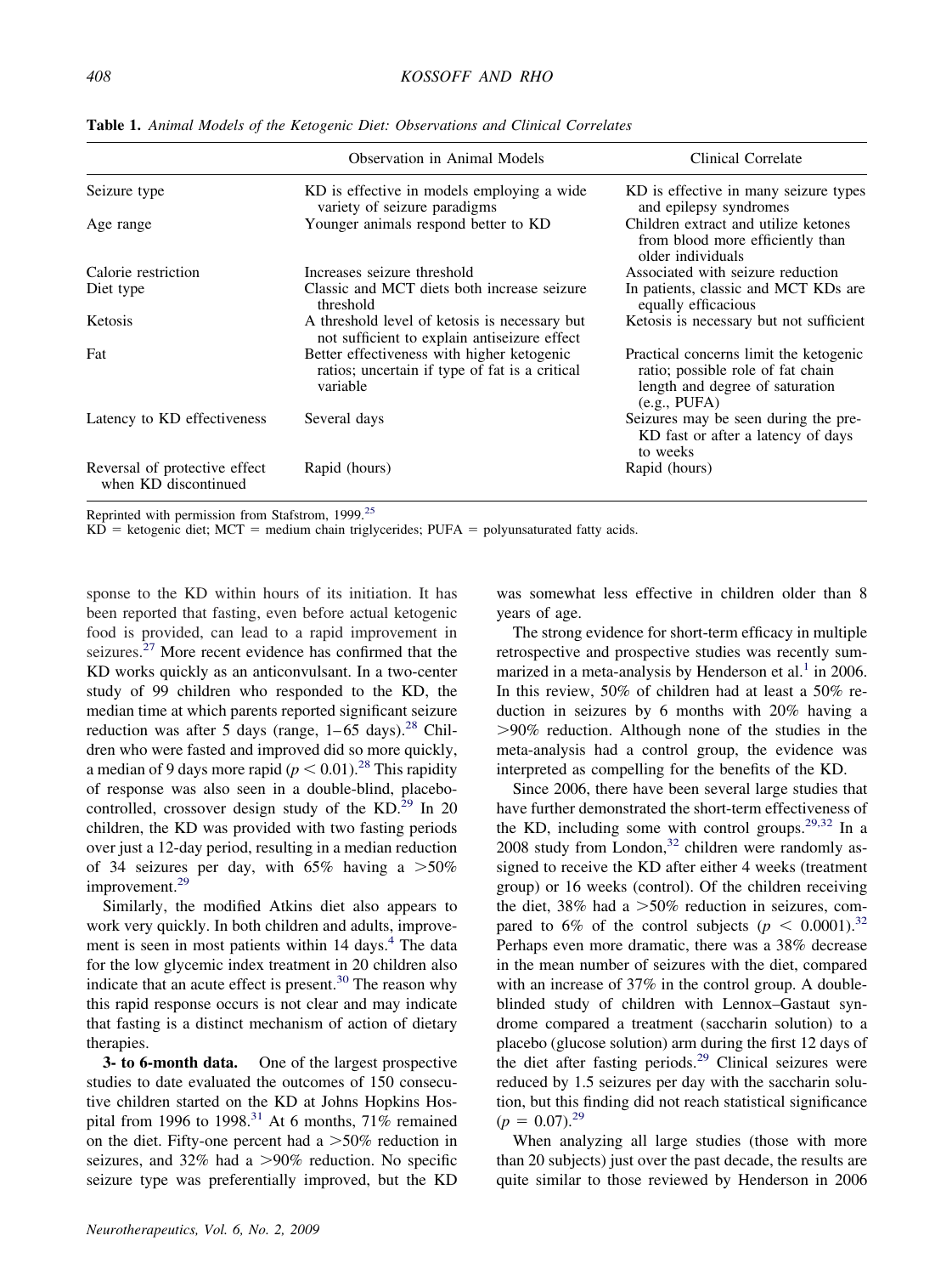**Table 1.** *Animal Models of the Ketogenic Diet: Observations and Clinical Correlates*

| | Observation in Animal Models | Clinical Correlate |
|---|---|---|
| Seizure type | KD is effective in models employing a wide variety of seizure paradigms | KD is effective in many seizure types and epilepsy syndromes |
| Age range | Younger animals respond better to KD | Children extract and utilize ketones from blood more efficiently than older individuals |
| Calorie restriction | Increases seizure threshold | Associated with seizure reduction |
| Diet type | Classic and MCT diets both increase seizure threshold | In patients, classic and MCT KDs are equally efficacious |
| Ketosis | A threshold level of ketosis is necessary but not sufficient to explain antiseizure effect | Ketosis is necessary but not sufficient |
| Fat | Better effectiveness with higher ketogenic ratios; uncertain if type of fat is a critical variable | Practical concerns limit the ketogenic ratio; possible role of fat chain length and degree of saturation (e.g., PUFA) |
| Latency to KD effectiveness | Several days | Seizures may be seen during the pre-KD fast or after a latency of days to weeks |
| Reversal of protective effect when KD discontinued | Rapid (hours) | Rapid (hours) |

Reprinted with permission from Stafstrom, 1999.[25]
KD = ketogenic diet; MCT = medium chain triglycerides; PUFA = polyunsaturated fatty acids.

sponse to the KD within hours of its initiation. It has been reported that fasting, even before actual ketogenic food is provided, can lead to a rapid improvement in seizures.[27] More recent evidence has confirmed that the KD works quickly as an anticonvulsant. In a two-center study of 99 children who responded to the KD, the median time at which parents reported significant seizure reduction was after 5 days (range, 1–65 days).[28] Children who were fasted and improved did so more quickly, a median of 9 days more rapid ($p < 0.01$).[28] This rapidity of response was also seen in a double-blind, placebo-controlled, crossover design study of the KD.[29] In 20 children, the KD was provided with two fasting periods over just a 12-day period, resulting in a median reduction of 34 seizures per day, with 65% having a >50% improvement.[29]

Similarly, the modified Atkins diet also appears to work very quickly. In both children and adults, improvement is seen in most patients within 14 days.[4] The data for the low glycemic index treatment in 20 children also indicate that an acute effect is present.[30] The reason why this rapid response occurs is not clear and may indicate that fasting is a distinct mechanism of action of dietary therapies.

**3- to 6-month data.** One of the largest prospective studies to date evaluated the outcomes of 150 consecutive children started on the KD at Johns Hopkins Hospital from 1996 to 1998.[31] At 6 months, 71% remained on the diet. Fifty-one percent had a >50% reduction in seizures, and 32% had a >90% reduction. No specific seizure type was preferentially improved, but the KD was somewhat less effective in children older than 8 years of age.

The strong evidence for short-term efficacy in multiple retrospective and prospective studies was recently summarized in a meta-analysis by Henderson et al.[1] in 2006. In this review, 50% of children had at least a 50% reduction in seizures by 6 months with 20% having a >90% reduction. Although none of the studies in the meta-analysis had a control group, the evidence was interpreted as compelling for the benefits of the KD.

Since 2006, there have been several large studies that have further demonstrated the short-term effectiveness of the KD, including some with control groups.[29,32] In a 2008 study from London,[32] children were randomly assigned to receive the KD after either 4 weeks (treatment group) or 16 weeks (control). Of the children receiving the diet, 38% had a >50% reduction in seizures, compared to 6% of the control subjects ($p < 0.0001$).[32] Perhaps even more dramatic, there was a 38% decrease in the mean number of seizures with the diet, compared with an increase of 37% in the control group. A double-blinded study of children with Lennox–Gastaut syndrome compared a treatment (saccharin solution) to a placebo (glucose solution) arm during the first 12 days of the diet after fasting periods.[29] Clinical seizures were reduced by 1.5 seizures per day with the saccharin solution, but this finding did not reach statistical significance ($p = 0.07$).[29]

When analyzing all large studies (those with more than 20 subjects) just over the past decade, the results are quite similar to those reviewed by Henderson in 2006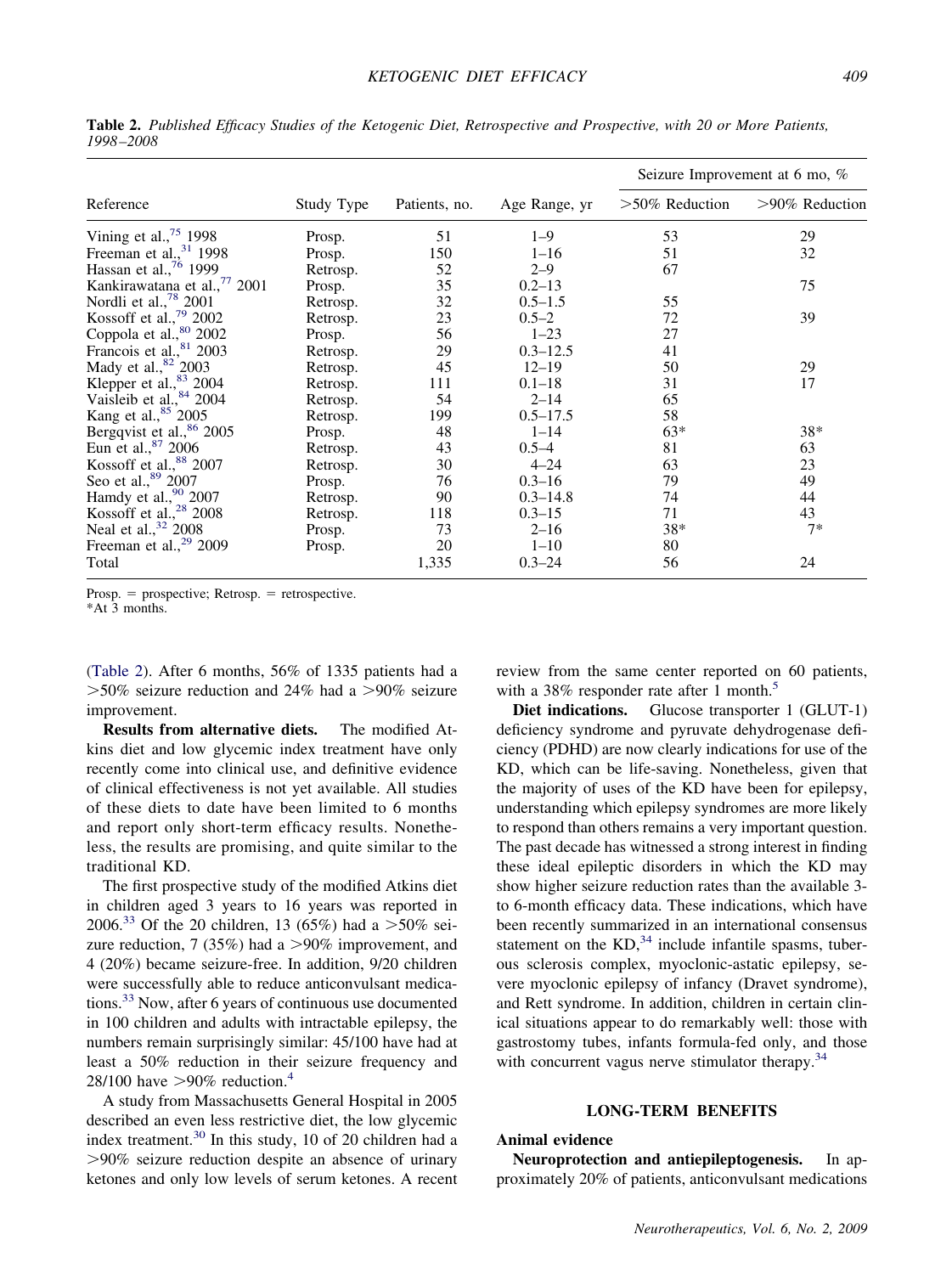**Table 2.** *Published Efficacy Studies of the Ketogenic Diet, Retrospective and Prospective, with 20 or More Patients, 1998–2008*

| Reference | Study Type | Patients, no. | Age Range, yr | Seizure Improvement at 6 mo, % | |
|---|---|---|---|---|---|
| | | | | >50% Reduction | >90% Reduction |
| Vining et al.,[75] 1998 | Prosp. | 51 | 1–9 | 53 | 29 |
| Freeman et al.,[31] 1998 | Prosp. | 150 | 1–16 | 51 | 32 |
| Hassan et al.,[76] 1999 | Retrosp. | 52 | 2–9 | 67 | |
| Kankirawatana et al.,[77] 2001 | Prosp. | 35 | 0.2–13 | | 75 |
| Nordli et al.,[78] 2001 | Retrosp. | 32 | 0.5–1.5 | 55 | |
| Kossoff et al.,[79] 2002 | Retrosp. | 23 | 0.5–2 | 72 | 39 |
| Coppola et al.,[80] 2002 | Prosp. | 56 | 1–23 | 27 | |
| Francois et al.,[81] 2003 | Retrosp. | 29 | 0.3–12.5 | 41 | |
| Mady et al.,[82] 2003 | Retrosp. | 45 | 12–19 | 50 | 29 |
| Klepper et al.,[83] 2004 | Retrosp. | 111 | 0.1–18 | 31 | 17 |
| Vaisleib et al.,[84] 2004 | Retrosp. | 54 | 2–14 | 65 | |
| Kang et al.,[85] 2005 | Retrosp. | 199 | 0.5–17.5 | 58 | |
| Bergqvist et al.,[86] 2005 | Prosp. | 48 | 1–14 | 63* | 38* |
| Eun et al.,[87] 2006 | Retrosp. | 43 | 0.5–4 | 81 | 63 |
| Kossoff et al.,[88] 2007 | Retrosp. | 30 | 4–24 | 63 | 23 |
| Seo et al.,[89] 2007 | Prosp. | 76 | 0.3–16 | 79 | 49 |
| Hamdy et al.,[90] 2007 | Retrosp. | 90 | 0.3–14.8 | 74 | 44 |
| Kossoff et al.,[28] 2008 | Retrosp. | 118 | 0.3–15 | 71 | 43 |
| Neal et al.,[32] 2008 | Prosp. | 73 | 2–16 | 38* | 7* |
| Freeman et al.,[29] 2009 | Prosp. | 20 | 1–10 | 80 | |
| Total | | 1,335 | 0.3–24 | 56 | 24 |

Prosp. = prospective; Retrosp. = retrospective.
*At 3 months.

(Table 2). After 6 months, 56% of 1335 patients had a >50% seizure reduction and 24% had a >90% seizure improvement.

**Results from alternative diets.** The modified Atkins diet and low glycemic index treatment have only recently come into clinical use, and definitive evidence of clinical effectiveness is not yet available. All studies of these diets to date have been limited to 6 months and report only short-term efficacy results. Nonetheless, the results are promising, and quite similar to the traditional KD.

The first prospective study of the modified Atkins diet in children aged 3 years to 16 years was reported in 2006.[33] Of the 20 children, 13 (65%) had a >50% seizure reduction, 7 (35%) had a >90% improvement, and 4 (20%) became seizure-free. In addition, 9/20 children were successfully able to reduce anticonvulsant medications.[33] Now, after 6 years of continuous use documented in 100 children and adults with intractable epilepsy, the numbers remain surprisingly similar: 45/100 have had at least a 50% reduction in their seizure frequency and 28/100 have >90% reduction.[4]

A study from Massachusetts General Hospital in 2005 described an even less restrictive diet, the low glycemic index treatment.[30] In this study, 10 of 20 children had a >90% seizure reduction despite an absence of urinary ketones and only low levels of serum ketones. A recent review from the same center reported on 60 patients, with a 38% responder rate after 1 month.[5]

**Diet indications.** Glucose transporter 1 (GLUT-1) deficiency syndrome and pyruvate dehydrogenase deficiency (PDHD) are now clearly indications for use of the KD, which can be life-saving. Nonetheless, given that the majority of uses of the KD have been for epilepsy, understanding which epilepsy syndromes are more likely to respond than others remains a very important question. The past decade has witnessed a strong interest in finding these ideal epileptic disorders in which the KD may show higher seizure reduction rates than the available 3- to 6-month efficacy data. These indications, which have been recently summarized in an international consensus statement on the KD,[34] include infantile spasms, tuberous sclerosis complex, myoclonic-astatic epilepsy, severe myoclonic epilepsy of infancy (Dravet syndrome), and Rett syndrome. In addition, children in certain clinical situations appear to do remarkably well: those with gastrostomy tubes, infants formula-fed only, and those with concurrent vagus nerve stimulator therapy.[34]

## LONG-TERM BENEFITS

### Animal evidence

**Neuroprotection and antiepileptogenesis.** In approximately 20% of patients, anticonvulsant medications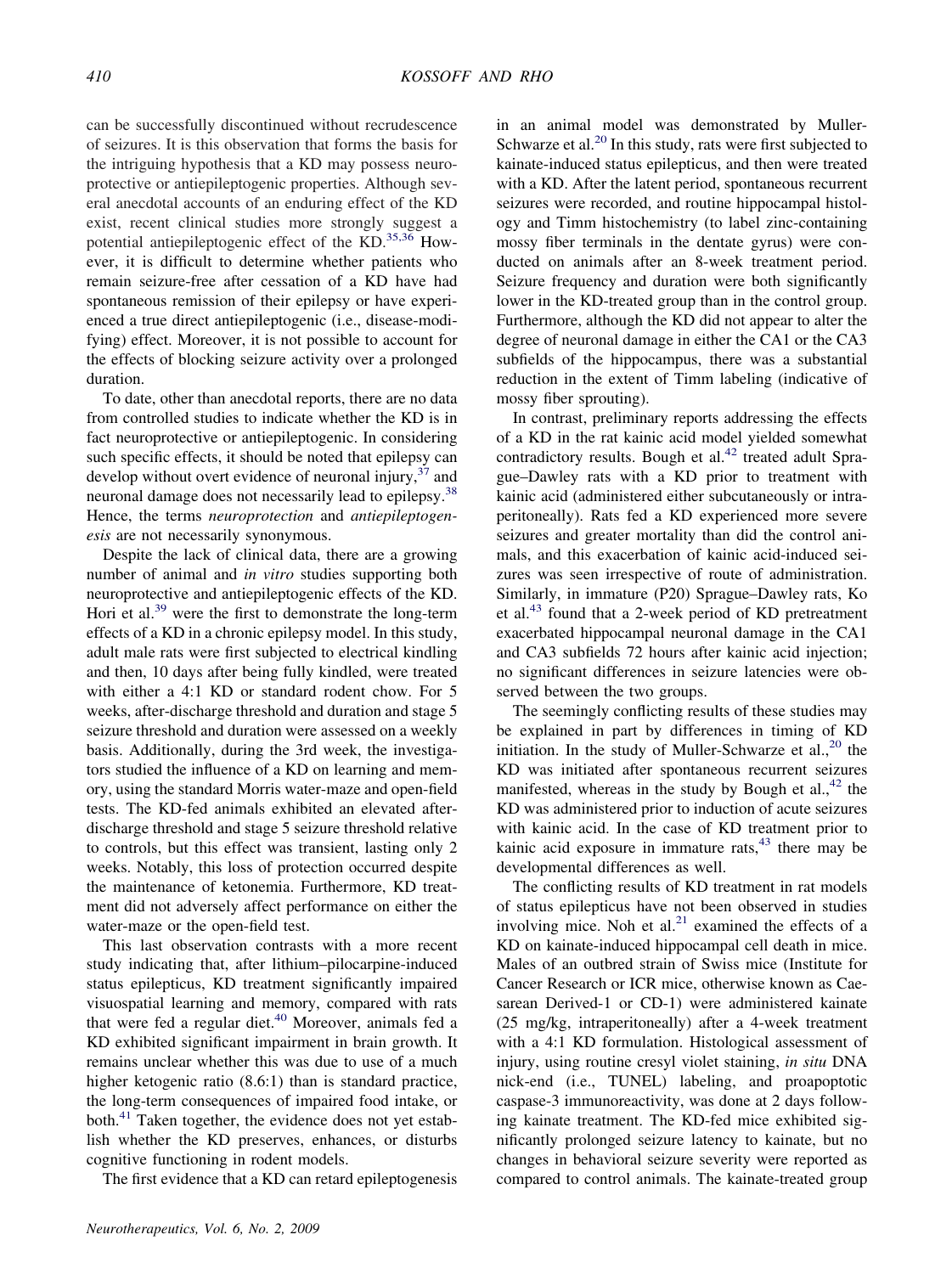can be successfully discontinued without recrudescence of seizures. It is this observation that forms the basis for the intriguing hypothesis that a KD may possess neuroprotective or antiepileptogenic properties. Although several anecdotal accounts of an enduring effect of the KD exist, recent clinical studies more strongly suggest a potential antiepileptogenic effect of the KD.[35,36] However, it is difficult to determine whether patients who remain seizure-free after cessation of a KD have had spontaneous remission of their epilepsy or have experienced a true direct antiepileptogenic (i.e., disease-modifying) effect. Moreover, it is not possible to account for the effects of blocking seizure activity over a prolonged duration.

To date, other than anecdotal reports, there are no data from controlled studies to indicate whether the KD is in fact neuroprotective or antiepileptogenic. In considering such specific effects, it should be noted that epilepsy can develop without overt evidence of neuronal injury,[37] and neuronal damage does not necessarily lead to epilepsy.[38] Hence, the terms *neuroprotection* and *antiepileptogenesis* are not necessarily synonymous.

Despite the lack of clinical data, there are a growing number of animal and *in vitro* studies supporting both neuroprotective and antiepileptogenic effects of the KD. Hori et al.[39] were the first to demonstrate the long-term effects of a KD in a chronic epilepsy model. In this study, adult male rats were first subjected to electrical kindling and then, 10 days after being fully kindled, were treated with either a 4:1 KD or standard rodent chow. For 5 weeks, after-discharge threshold and duration and stage 5 seizure threshold and duration were assessed on a weekly basis. Additionally, during the 3rd week, the investigators studied the influence of a KD on learning and memory, using the standard Morris water-maze and open-field tests. The KD-fed animals exhibited an elevated after-discharge threshold and stage 5 seizure threshold relative to controls, but this effect was transient, lasting only 2 weeks. Notably, this loss of protection occurred despite the maintenance of ketonemia. Furthermore, KD treatment did not adversely affect performance on either the water-maze or the open-field test.

This last observation contrasts with a more recent study indicating that, after lithium–pilocarpine-induced status epilepticus, KD treatment significantly impaired visuospatial learning and memory, compared with rats that were fed a regular diet.[40] Moreover, animals fed a KD exhibited significant impairment in brain growth. It remains unclear whether this was due to use of a much higher ketogenic ratio (8.6:1) than is standard practice, the long-term consequences of impaired food intake, or both.[41] Taken together, the evidence does not yet establish whether the KD preserves, enhances, or disturbs cognitive functioning in rodent models.

The first evidence that a KD can retard epileptogenesis in an animal model was demonstrated by Muller-Schwarze et al.[20] In this study, rats were first subjected to kainate-induced status epilepticus, and then were treated with a KD. After the latent period, spontaneous recurrent seizures were recorded, and routine hippocampal histology and Timm histochemistry (to label zinc-containing mossy fiber terminals in the dentate gyrus) were conducted on animals after an 8-week treatment period. Seizure frequency and duration were both significantly lower in the KD-treated group than in the control group. Furthermore, although the KD did not appear to alter the degree of neuronal damage in either the CA1 or the CA3 subfields of the hippocampus, there was a substantial reduction in the extent of Timm labeling (indicative of mossy fiber sprouting).

In contrast, preliminary reports addressing the effects of a KD in the rat kainic acid model yielded somewhat contradictory results. Bough et al.[42] treated adult Sprague–Dawley rats with a KD prior to treatment with kainic acid (administered either subcutaneously or intraperitoneally). Rats fed a KD experienced more severe seizures and greater mortality than did the control animals, and this exacerbation of kainic acid-induced seizures was seen irrespective of route of administration. Similarly, in immature (P20) Sprague–Dawley rats, Ko et al.[43] found that a 2-week period of KD pretreatment exacerbated hippocampal neuronal damage in the CA1 and CA3 subfields 72 hours after kainic acid injection; no significant differences in seizure latencies were observed between the two groups.

The seemingly conflicting results of these studies may be explained in part by differences in timing of KD initiation. In the study of Muller-Schwarze et al.,[20] the KD was initiated after spontaneous recurrent seizures manifested, whereas in the study by Bough et al.,[42] the KD was administered prior to induction of acute seizures with kainic acid. In the case of KD treatment prior to kainic acid exposure in immature rats,[43] there may be developmental differences as well.

The conflicting results of KD treatment in rat models of status epilepticus have not been observed in studies involving mice. Noh et al.[21] examined the effects of a KD on kainate-induced hippocampal cell death in mice. Males of an outbred strain of Swiss mice (Institute for Cancer Research or ICR mice, otherwise known as Caesarean Derived-1 or CD-1) were administered kainate (25 mg/kg, intraperitoneally) after a 4-week treatment with a 4:1 KD formulation. Histological assessment of injury, using routine cresyl violet staining, *in situ* DNA nick-end (i.e., TUNEL) labeling, and proapoptotic caspase-3 immunoreactivity, was done at 2 days following kainate treatment. The KD-fed mice exhibited significantly prolonged seizure latency to kainate, but no changes in behavioral seizure severity were reported as compared to control animals. The kainate-treated group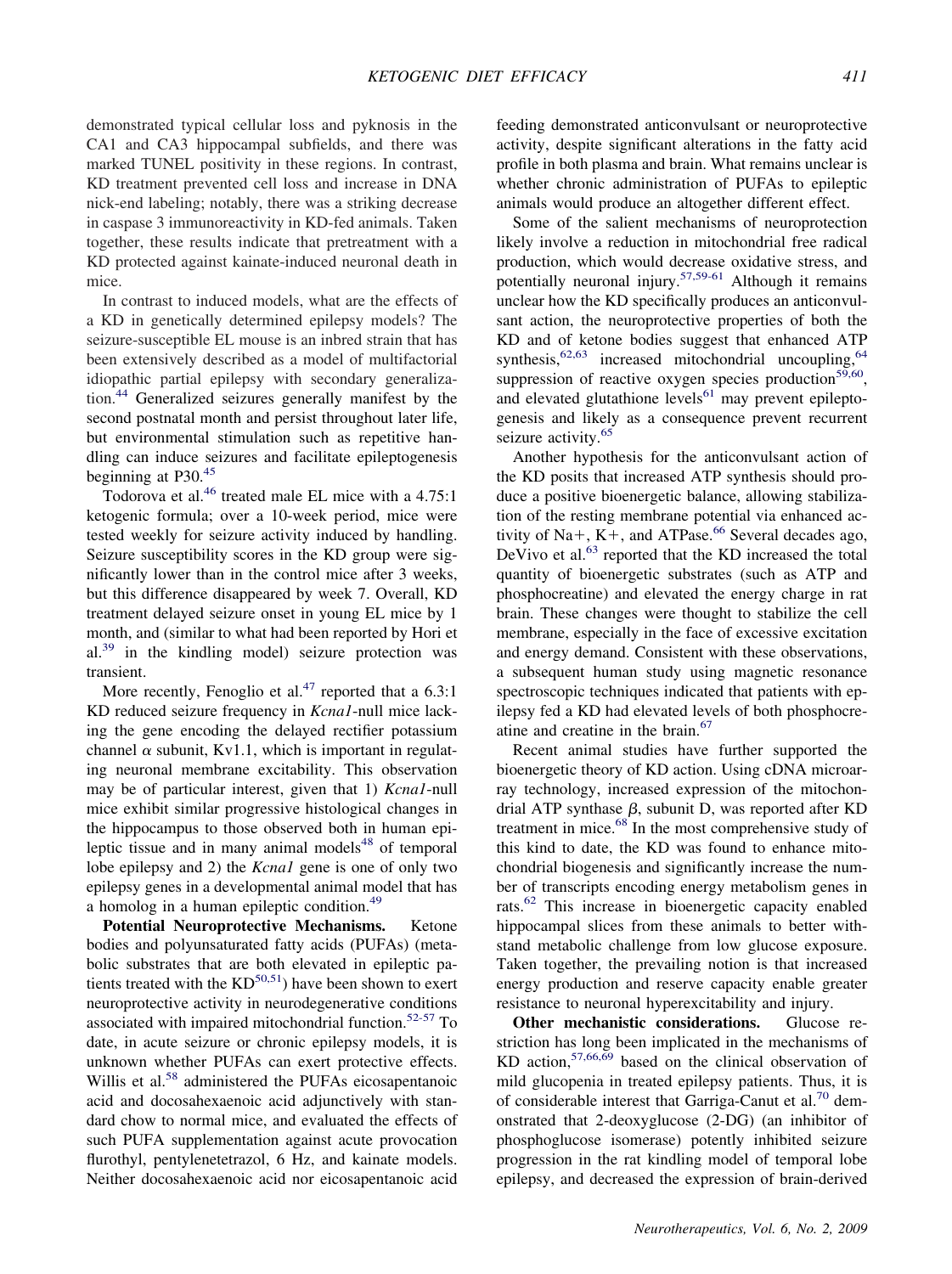demonstrated typical cellular loss and pyknosis in the CA1 and CA3 hippocampal subfields, and there was marked TUNEL positivity in these regions. In contrast, KD treatment prevented cell loss and increase in DNA nick-end labeling; notably, there was a striking decrease in caspase 3 immunoreactivity in KD-fed animals. Taken together, these results indicate that pretreatment with a KD protected against kainate-induced neuronal death in mice.

In contrast to induced models, what are the effects of a KD in genetically determined epilepsy models? The seizure-susceptible EL mouse is an inbred strain that has been extensively described as a model of multifactorial idiopathic partial epilepsy with secondary generalization.[44] Generalized seizures generally manifest by the second postnatal month and persist throughout later life, but environmental stimulation such as repetitive handling can induce seizures and facilitate epileptogenesis beginning at P30.[45]

Todorova et al.[46] treated male EL mice with a 4.75:1 ketogenic formula; over a 10-week period, mice were tested weekly for seizure activity induced by handling. Seizure susceptibility scores in the KD group were significantly lower than in the control mice after 3 weeks, but this difference disappeared by week 7. Overall, KD treatment delayed seizure onset in young EL mice by 1 month, and (similar to what had been reported by Hori et al.[39] in the kindling model) seizure protection was transient.

More recently, Fenoglio et al.[47] reported that a 6.3:1 KD reduced seizure frequency in *Kcna1*-null mice lacking the gene encoding the delayed rectifier potassium channel $\alpha$ subunit, Kv1.1, which is important in regulating neuronal membrane excitability. This observation may be of particular interest, given that 1) *Kcna1*-null mice exhibit similar progressive histological changes in the hippocampus to those observed both in human epileptic tissue and in many animal models[48] of temporal lobe epilepsy and 2) the *Kcna1* gene is one of only two epilepsy genes in a developmental animal model that has a homolog in a human epileptic condition.[49]

**Potential Neuroprotective Mechanisms.** Ketone bodies and polyunsaturated fatty acids (PUFAs) (metabolic substrates that are both elevated in epileptic patients treated with the KD[50,51]) have been shown to exert neuroprotective activity in neurodegenerative conditions associated with impaired mitochondrial function.[52-57] To date, in acute seizure or chronic epilepsy models, it is unknown whether PUFAs can exert protective effects. Willis et al.[58] administered the PUFAs eicosapentanoic acid and docosahexaenoic acid adjunctively with standard chow to normal mice, and evaluated the effects of such PUFA supplementation against acute provocation flurothyl, pentylenetetrazol, 6 Hz, and kainate models. Neither docosahexaenoic acid nor eicosapentanoic acid feeding demonstrated anticonvulsant or neuroprotective activity, despite significant alterations in the fatty acid profile in both plasma and brain. What remains unclear is whether chronic administration of PUFAs to epileptic animals would produce an altogether different effect.

Some of the salient mechanisms of neuroprotection likely involve a reduction in mitochondrial free radical production, which would decrease oxidative stress, and potentially neuronal injury.[57,59-61] Although it remains unclear how the KD specifically produces an anticonvulsant action, the neuroprotective properties of both the KD and of ketone bodies suggest that enhanced ATP synthesis,[62,63] increased mitochondrial uncoupling,[64] suppression of reactive oxygen species production[59,60], and elevated glutathione levels[61] may prevent epileptogenesis and likely as a consequence prevent recurrent seizure activity.[65]

Another hypothesis for the anticonvulsant action of the KD posits that increased ATP synthesis should produce a positive bioenergetic balance, allowing stabilization of the resting membrane potential via enhanced activity of Na+, K+, and ATPase.[66] Several decades ago, DeVivo et al.[63] reported that the KD increased the total quantity of bioenergetic substrates (such as ATP and phosphocreatine) and elevated the energy charge in rat brain. These changes were thought to stabilize the cell membrane, especially in the face of excessive excitation and energy demand. Consistent with these observations, a subsequent human study using magnetic resonance spectroscopic techniques indicated that patients with epilepsy fed a KD had elevated levels of both phosphocreatine and creatine in the brain.[67]

Recent animal studies have further supported the bioenergetic theory of KD action. Using cDNA microarray technology, increased expression of the mitochondrial ATP synthase $\beta$, subunit D, was reported after KD treatment in mice.[68] In the most comprehensive study of this kind to date, the KD was found to enhance mitochondrial biogenesis and significantly increase the number of transcripts encoding energy metabolism genes in rats.[62] This increase in bioenergetic capacity enabled hippocampal slices from these animals to better withstand metabolic challenge from low glucose exposure. Taken together, the prevailing notion is that increased energy production and reserve capacity enable greater resistance to neuronal hyperexcitability and injury.

**Other mechanistic considerations.** Glucose restriction has long been implicated in the mechanisms of KD action,[57,66,69] based on the clinical observation of mild glucopenia in treated epilepsy patients. Thus, it is of considerable interest that Garriga-Canut et al.[70] demonstrated that 2-deoxyglucose (2-DG) (an inhibitor of phosphoglucose isomerase) potently inhibited seizure progression in the rat kindling model of temporal lobe epilepsy, and decreased the expression of brain-derived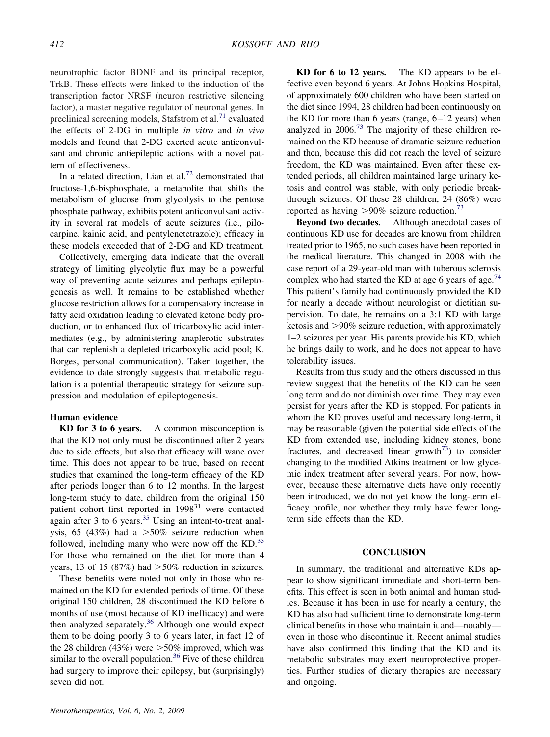neurotrophic factor BDNF and its principal receptor, TrkB. These effects were linked to the induction of the transcription factor NRSF (neuron restrictive silencing factor), a master negative regulator of neuronal genes. In preclinical screening models, Stafstrom et al.[71] evaluated the effects of 2-DG in multiple *in vitro* and *in vivo* models and found that 2-DG exerted acute anticonvulsant and chronic antiepileptic actions with a novel pattern of effectiveness.

In a related direction, Lian et al.[72] demonstrated that fructose-1,6-bisphosphate, a metabolite that shifts the metabolism of glucose from glycolysis to the pentose phosphate pathway, exhibits potent anticonvulsant activity in several rat models of acute seizures (i.e., pilocarpine, kainic acid, and pentylenetetrazole); efficacy in these models exceeded that of 2-DG and KD treatment.

Collectively, emerging data indicate that the overall strategy of limiting glycolytic flux may be a powerful way of preventing acute seizures and perhaps epileptogenesis as well. It remains to be established whether glucose restriction allows for a compensatory increase in fatty acid oxidation leading to elevated ketone body production, or to enhanced flux of tricarboxylic acid intermediates (e.g., by administering anaplerotic substrates that can replenish a depleted tricarboxylic acid pool; K. Borges, personal communication). Taken together, the evidence to date strongly suggests that metabolic regulation is a potential therapeutic strategy for seizure suppression and modulation of epileptogenesis.

### Human evidence

**KD for 3 to 6 years.** A common misconception is that the KD not only must be discontinued after 2 years due to side effects, but also that efficacy will wane over time. This does not appear to be true, based on recent studies that examined the long-term efficacy of the KD after periods longer than 6 to 12 months. In the largest long-term study to date, children from the original 150 patient cohort first reported in 1998[31] were contacted again after 3 to 6 years.[35] Using an intent-to-treat analysis, 65 (43%) had a >50% seizure reduction when followed, including many who were now off the KD.[35] For those who remained on the diet for more than 4 years, 13 of 15 (87%) had >50% reduction in seizures.

These benefits were noted not only in those who remained on the KD for extended periods of time. Of these original 150 children, 28 discontinued the KD before 6 months of use (most because of KD inefficacy) and were then analyzed separately.[36] Although one would expect them to be doing poorly 3 to 6 years later, in fact 12 of the 28 children (43%) were >50% improved, which was similar to the overall population.[36] Five of these children had surgery to improve their epilepsy, but (surprisingly) seven did not.

**KD for 6 to 12 years.** The KD appears to be effective even beyond 6 years. At Johns Hopkins Hospital, of approximately 600 children who have been started on the diet since 1994, 28 children had been continuously on the KD for more than 6 years (range, 6–12 years) when analyzed in 2006.[73] The majority of these children remained on the KD because of dramatic seizure reduction and then, because this did not reach the level of seizure freedom, the KD was maintained. Even after these extended periods, all children maintained large urinary ketosis and control was stable, with only periodic breakthrough seizures. Of these 28 children, 24 (86%) were reported as having >90% seizure reduction.[73]

**Beyond two decades.** Although anecdotal cases of continuous KD use for decades are known from children treated prior to 1965, no such cases have been reported in the medical literature. This changed in 2008 with the case report of a 29-year-old man with tuberous sclerosis complex who had started the KD at age 6 years of age.[74] This patient's family had continuously provided the KD for nearly a decade without neurologist or dietitian supervision. To date, he remains on a 3:1 KD with large ketosis and >90% seizure reduction, with approximately 1–2 seizures per year. His parents provide his KD, which he brings daily to work, and he does not appear to have tolerability issues.

Results from this study and the others discussed in this review suggest that the benefits of the KD can be seen long term and do not diminish over time. They may even persist for years after the KD is stopped. For patients in whom the KD proves useful and necessary long-term, it may be reasonable (given the potential side effects of the KD from extended use, including kidney stones, bone fractures, and decreased linear growth[73]) to consider changing to the modified Atkins treatment or low glycemic index treatment after several years. For now, however, because these alternative diets have only recently been introduced, we do not yet know the long-term efficacy profile, nor whether they truly have fewer long-term side effects than the KD.

## CONCLUSION

In summary, the traditional and alternative KDs appear to show significant immediate and short-term benefits. This effect is seen in both animal and human studies. Because it has been in use for nearly a century, the KD has also had sufficient time to demonstrate long-term clinical benefits in those who maintain it and—notably—even in those who discontinue it. Recent animal studies have also confirmed this finding that the KD and its metabolic substrates may exert neuroprotective properties. Further studies of dietary therapies are necessary and ongoing.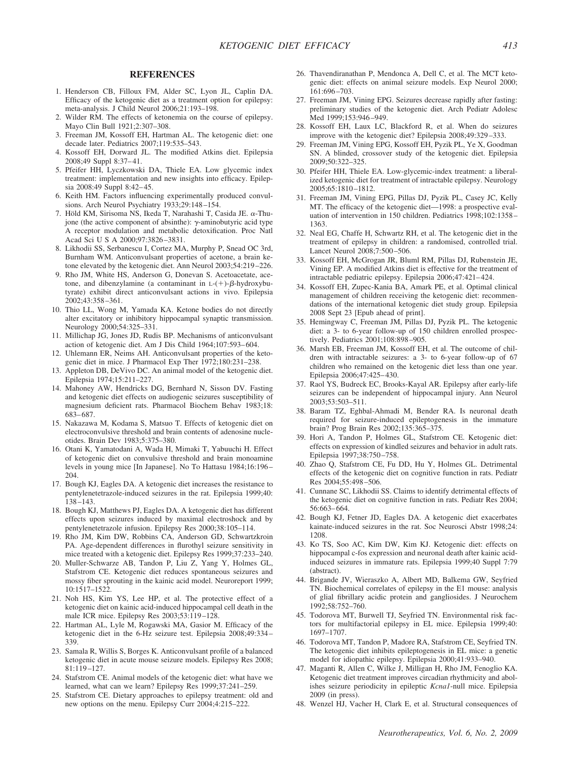## REFERENCES

1. Henderson CB, Filloux FM, Alder SC, Lyon JL, Caplin DA. Efficacy of the ketogenic diet as a treatment option for epilepsy: meta-analysis. J Child Neurol 2006;21:193–198.
2. Wilder RM. The effects of ketonemia on the course of epilepsy. Mayo Clin Bull 1921;2:307–308.
3. Freeman JM, Kossoff EH, Hartman AL. The ketogenic diet: one decade later. Pediatrics 2007;119:535–543.
4. Kossoff EH, Dorward JL. The modified Atkins diet. Epilepsia 2008;49 Suppl 8:37–41.
5. Pfeifer HH, Lyczkowski DA, Thiele EA. Low glycemic index treatment: implementation and new insights into efficacy. Epilepsia 2008:49 Suppl 8:42–45.
6. Keith HM. Factors influencing experimentally produced convulsions. Arch Neurol Psychiatry 1933;29:148–154.
7. Höld KM, Sirisoma NS, Ikeda T, Narahashi T, Casida JE. $\alpha$-Thujone (the active component of absinthe): $\gamma$-aminobutyric acid type A receptor modulation and metabolic detoxification. Proc Natl Acad Sci U S A 2000;97:3826–3831.
8. Likhodii SS, Serbanescu I, Cortez MA, Murphy P, Snead OC 3rd, Burnham WM. Anticonvulsant properties of acetone, a brain ketone elevated by the ketogenic diet. Ann Neurol 2003;54:219–226.
9. Rho JM, White HS, Anderson G, Donevan S. Acetoacetate, acetone, and dibenzylamine (a contaminant in L-(+)-$\beta$-hydroxybutyrate) exhibit direct anticonvulsant actions in vivo. Epilepsia 2002;43:358–361.
10. Thio LL, Wong M, Yamada KA. Ketone bodies do not directly alter excitatory or inhibitory hippocampal synaptic transmission. Neurology 2000;54:325–331.
11. Millichap JG, Jones JD, Rudis BP. Mechanisms of anticonvulsant action of ketogenic diet. Am J Dis Child 1964;107:593–604.
12. Uhlemann ER, Neims AH. Anticonvulsant properties of the ketogenic diet in mice. J Pharmacol Exp Ther 1972;180:231–238.
13. Appleton DB, DeVivo DC. An animal model of the ketogenic diet. Epilepsia 1974;15:211–227.
14. Mahoney AW, Hendricks DG, Bernhard N, Sisson DV. Fasting and ketogenic diet effects on audiogenic seizures susceptibility of magnesium deficient rats. Pharmacol Biochem Behav 1983;18: 683–687.
15. Nakazawa M, Kodama S, Matsuo T. Effects of ketogenic diet on electroconvulsive threshold and brain contents of adenosine nucleotides. Brain Dev 1983;5:375–380.
16. Otani K, Yamatodani A, Wada H, Mimaki T, Yabuuchi H. Effect of ketogenic diet on convulsive threshold and brain monoamine levels in young mice [In Japanese]. No To Hattasu 1984;16:196–204.
17. Bough KJ, Eagles DA. A ketogenic diet increases the resistance to pentylenetetrazole-induced seizures in the rat. Epilepsia 1999;40: 138–143.
18. Bough KJ, Matthews PJ, Eagles DA. A ketogenic diet has different effects upon seizures induced by maximal electroshock and by pentylenetetrazole infusion. Epilepsy Res 2000;38:105–114.
19. Rho JM, Kim DW, Robbins CA, Anderson GD, Schwartzkroin PA. Age-dependent differences in flurothyl seizure sensitivity in mice treated with a ketogenic diet. Epilepsy Res 1999;37:233–240.
20. Muller-Schwarze AB, Tandon P, Liu Z, Yang Y, Holmes GL, Stafstrom CE. Ketogenic diet reduces spontaneous seizures and mossy fiber sprouting in the kainic acid model. Neuroreport 1999; 10:1517–1522.
21. Noh HS, Kim YS, Lee HP, et al. The protective effect of a ketogenic diet on kainic acid-induced hippocampal cell death in the male ICR mice. Epilepsy Res 2003;53:119–128.
22. Hartman AL, Lyle M, Rogawski MA, Gasior M. Efficacy of the ketogenic diet in the 6-Hz seizure test. Epilepsia 2008;49:334–339.
23. Samala R, Willis S, Borges K. Anticonvulsant profile of a balanced ketogenic diet in acute mouse seizure models. Epilepsy Res 2008; 81:119–127.
24. Stafstrom CE. Animal models of the ketogenic diet: what have we learned, what can we learn? Epilepsy Res 1999;37:241–259.
25. Stafstrom CE. Dietary approaches to epilepsy treatment: old and new options on the menu. Epilepsy Curr 2004;4:215–222.
26. Thavendiranathan P, Mendonca A, Dell C, et al. The MCT ketogenic diet: effects on animal seizure models. Exp Neurol 2000; 161:696–703.
27. Freeman JM, Vining EPG. Seizures decrease rapidly after fasting: preliminary studies of the ketogenic diet. Arch Pediatr Adolesc Med 1999;153:946–949.
28. Kossoff EH, Laux LC, Blackford R, et al. When do seizures improve with the ketogenic diet? Epilepsia 2008;49:329–333.
29. Freeman JM, Vining EPG, Kossoff EH, Pyzik PL, Ye X, Goodman SN. A blinded, crossover study of the ketogenic diet. Epilepsia 2009;50:322–325.
30. Pfeifer HH, Thiele EA. Low-glycemic-index treatment: a liberalized ketogenic diet for treatment of intractable epilepsy. Neurology 2005;65:1810–1812.
31. Freeman JM, Vining EPG, Pillas DJ, Pyzik PL, Casey JC, Kelly MT. The efficacy of the ketogenic diet—1998: a prospective evaluation of intervention in 150 children. Pediatrics 1998;102:1358–1363.
32. Neal EG, Chaffe H, Schwartz RH, et al. The ketogenic diet in the treatment of epilepsy in children: a randomised, controlled trial. Lancet Neurol 2008;7:500–506.
33. Kossoff EH, McGrogan JR, Bluml RM, Pillas DJ, Rubenstein JE, Vining EP. A modified Atkins diet is effective for the treatment of intractable pediatric epilepsy. Epilepsia 2006;47:421–424.
34. Kossoff EH, Zupec-Kania BA, Amark PE, et al. Optimal clinical management of children receiving the ketogenic diet: recommendations of the international ketogenic diet study group. Epilepsia 2008 Sept 23 [Epub ahead of print].
35. Hemingway C, Freeman JM, Pillas DJ, Pyzik PL. The ketogenic diet: a 3- to 6-year follow-up of 150 children enrolled prospectively. Pediatrics 2001;108:898–905.
36. Marsh EB, Freeman JM, Kossoff EH, et al. The outcome of children with intractable seizures: a 3- to 6-year follow-up of 67 children who remained on the ketogenic diet less than one year. Epilepsia 2006;47:425–430.
37. Raol YS, Budreck EC, Brooks-Kayal AR. Epilepsy after early-life seizures can be independent of hippocampal injury. Ann Neurol 2003;53:503–511.
38. Baram TZ, Eghbal-Ahmadi M, Bender RA. Is neuronal death required for seizure-induced epileptogenesis in the immature brain? Prog Brain Res 2002;135:365–375.
39. Hori A, Tandon P, Holmes GL, Stafstrom CE. Ketogenic diet: effects on expression of kindled seizures and behavior in adult rats. Epilepsia 1997;38:750–758.
40. Zhao Q, Stafstrom CE, Fu DD, Hu Y, Holmes GL. Detrimental effects of the ketogenic diet on cognitive function in rats. Pediatr Res 2004;55:498–506.
41. Cunnane SC, Likhodii SS. Claims to identify detrimental effects of the ketogenic diet on cognitive function in rats. Pediatr Res 2004; 56:663–664.
42. Bough KJ, Fetner JD, Eagles DA. A ketogenic diet exacerbates kainate-induced seizures in the rat. Soc Neurosci Abstr 1998;24: 1208.
43. Ko TS, Soo AC, Kim DW, Kim KJ. Ketogenic diet: effects on hippocampal c-fos expression and neuronal death after kainic acid-induced seizures in immature rats. Epilepsia 1999;40 Suppl 7:79 (abstract).
44. Brigande JV, Wieraszko A, Albert MD, Balkema GW, Seyfried TN. Biochemical correlates of epilepsy in the E1 mouse: analysis of glial fibrillary acidic protein and gangliosides. J Neurochem 1992;58:752–760.
45. Todorova MT, Burwell TJ, Seyfried TN. Environmental risk factors for multifactorial epilepsy in EL mice. Epilepsia 1999;40: 1697–1707.
46. Todorova MT, Tandon P, Madore RA, Stafstrom CE, Seyfried TN. The ketogenic diet inhibits epileptogenesis in EL mice: a genetic model for idiopathic epilepsy. Epilepsia 2000;41:933–940.
47. Maganti R, Allen C, Wilke J, Milligan H, Rho JM, Fenoglio KA. Ketogenic diet treatment improves circadian rhythmicity and abolishes seizure periodicity in epileptic *Kcna1*-null mice. Epilepsia 2009 (in press).
48. Wenzel HJ, Vacher H, Clark E, et al. Structural consequences of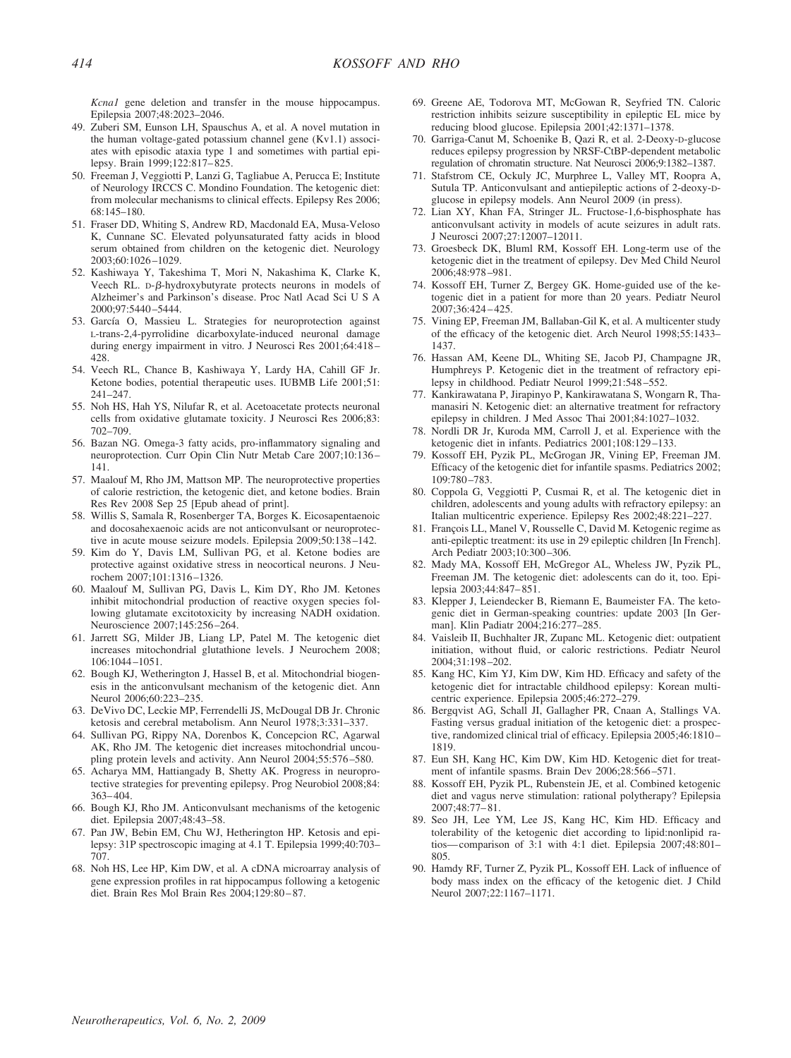*Kcna1* gene deletion and transfer in the mouse hippocampus. Epilepsia 2007;48:2023–2046.

49. Zuberi SM, Eunson LH, Spauschus A, et al. A novel mutation in the human voltage-gated potassium channel gene (Kv1.1) associates with episodic ataxia type 1 and sometimes with partial epilepsy. Brain 1999;122:817–825.
50. Freeman J, Veggiotti P, Lanzi G, Tagliabue A, Perucca E; Institute of Neurology IRCCS C. Mondino Foundation. The ketogenic diet: from molecular mechanisms to clinical effects. Epilepsy Res 2006; 68:145–180.
51. Fraser DD, Whiting S, Andrew RD, Macdonald EA, Musa-Veloso K, Cunnane SC. Elevated polyunsaturated fatty acids in blood serum obtained from children on the ketogenic diet. Neurology 2003;60:1026–1029.
52. Kashiwaya Y, Takeshima T, Mori N, Nakashima K, Clarke K, Veech RL. D-β-hydroxybutyrate protects neurons in models of Alzheimer's and Parkinson's disease. Proc Natl Acad Sci U S A 2000;97:5440–5444.
53. García O, Massieu L. Strategies for neuroprotection against L-trans-2,4-pyrrolidine dicarboxylate-induced neuronal damage during energy impairment in vitro. J Neurosci Res 2001;64:418–428.
54. Veech RL, Chance B, Kashiwaya Y, Lardy HA, Cahill GF Jr. Ketone bodies, potential therapeutic uses. IUBMB Life 2001;51: 241–247.
55. Noh HS, Hah YS, Nilufar R, et al. Acetoacetate protects neuronal cells from oxidative glutamate toxicity. J Neurosci Res 2006;83: 702–709.
56. Bazan NG. Omega-3 fatty acids, pro-inflammatory signaling and neuroprotection. Curr Opin Clin Nutr Metab Care 2007;10:136–141.
57. Maalouf M, Rho JM, Mattson MP. The neuroprotective properties of calorie restriction, the ketogenic diet, and ketone bodies. Brain Res Rev 2008 Sep 25 [Epub ahead of print].
58. Willis S, Samala R, Rosenberger TA, Borges K. Eicosapentaenoic and docosahexaenoic acids are not anticonvulsant or neuroprotective in acute mouse seizure models. Epilepsia 2009;50:138–142.
59. Kim do Y, Davis LM, Sullivan PG, et al. Ketone bodies are protective against oxidative stress in neocortical neurons. J Neurochem 2007;101:1316–1326.
60. Maalouf M, Sullivan PG, Davis L, Kim DY, Rho JM. Ketones inhibit mitochondrial production of reactive oxygen species following glutamate excitotoxicity by increasing NADH oxidation. Neuroscience 2007;145:256–264.
61. Jarrett SG, Milder JB, Liang LP, Patel M. The ketogenic diet increases mitochondrial glutathione levels. J Neurochem 2008; 106:1044–1051.
62. Bough KJ, Wetherington J, Hassel B, et al. Mitochondrial biogenesis in the anticonvulsant mechanism of the ketogenic diet. Ann Neurol 2006;60:223–235.
63. DeVivo DC, Leckie MP, Ferrendelli JS, McDougal DB Jr. Chronic ketosis and cerebral metabolism. Ann Neurol 1978;3:331–337.
64. Sullivan PG, Rippy NA, Dorenbos K, Concepcion RC, Agarwal AK, Rho JM. The ketogenic diet increases mitochondrial uncoupling protein levels and activity. Ann Neurol 2004;55:576–580.
65. Acharya MM, Hattiangady B, Shetty AK. Progress in neuroprotective strategies for preventing epilepsy. Prog Neurobiol 2008;84: 363–404.
66. Bough KJ, Rho JM. Anticonvulsant mechanisms of the ketogenic diet. Epilepsia 2007;48:43–58.
67. Pan JW, Bebin EM, Chu WJ, Hetherington HP. Ketosis and epilepsy: 31P spectroscopic imaging at 4.1 T. Epilepsia 1999;40:703–707.
68. Noh HS, Lee HP, Kim DW, et al. A cDNA microarray analysis of gene expression profiles in rat hippocampus following a ketogenic diet. Brain Res Mol Brain Res 2004;129:80–87.
69. Greene AE, Todorova MT, McGowan R, Seyfried TN. Caloric restriction inhibits seizure susceptibility in epileptic EL mice by reducing blood glucose. Epilepsia 2001;42:1371–1378.
70. Garriga-Canut M, Schoenike B, Qazi R, et al. 2-Deoxy-D-glucose reduces epilepsy progression by NRSF-CtBP-dependent metabolic regulation of chromatin structure. Nat Neurosci 2006;9:1382–1387.
71. Stafstrom CE, Ockuly JC, Murphree L, Valley MT, Roopra A, Sutula TP. Anticonvulsant and antiepileptic actions of 2-deoxy-D-glucose in epilepsy models. Ann Neurol 2009 (in press).
72. Lian XY, Khan FA, Stringer JL. Fructose-1,6-bisphosphate has anticonvulsant activity in models of acute seizures in adult rats. J Neurosci 2007;27:12007–12011.
73. Groesbeck DK, Bluml RM, Kossoff EH. Long-term use of the ketogenic diet in the treatment of epilepsy. Dev Med Child Neurol 2006;48:978–981.
74. Kossoff EH, Turner Z, Bergey GK. Home-guided use of the ketogenic diet in a patient for more than 20 years. Pediatr Neurol 2007;36:424–425.
75. Vining EP, Freeman JM, Ballaban-Gil K, et al. A multicenter study of the efficacy of the ketogenic diet. Arch Neurol 1998;55:1433–1437.
76. Hassan AM, Keene DL, Whiting SE, Jacob PJ, Champagne JR, Humphreys P. Ketogenic diet in the treatment of refractory epilepsy in childhood. Pediatr Neurol 1999;21:548–552.
77. Kankirawatana P, Jirapinyo P, Kankirawatana S, Wongarn R, Thamanasiri N. Ketogenic diet: an alternative treatment for refractory epilepsy in children. J Med Assoc Thai 2001;84:1027–1032.
78. Nordli DR Jr, Kuroda MM, Carroll J, et al. Experience with the ketogenic diet in infants. Pediatrics 2001;108:129–133.
79. Kossoff EH, Pyzik PL, McGrogan JR, Vining EP, Freeman JM. Efficacy of the ketogenic diet for infantile spasms. Pediatrics 2002; 109:780–783.
80. Coppola G, Veggiotti P, Cusmai R, et al. The ketogenic diet in children, adolescents and young adults with refractory epilepsy: an Italian multicentric experience. Epilepsy Res 2002;48:221–227.
81. François LL, Manel V, Rousselle C, David M. Ketogenic regime as anti-epileptic treatment: its use in 29 epileptic children [In French]. Arch Pediatr 2003;10:300–306.
82. Mady MA, Kossoff EH, McGregor AL, Wheless JW, Pyzik PL, Freeman JM. The ketogenic diet: adolescents can do it, too. Epilepsia 2003;44:847–851.
83. Klepper J, Leiendecker B, Riemann E, Baumeister FA. The ketogenic diet in German-speaking countries: update 2003 [In German]. Klin Padiatr 2004;216:277–285.
84. Vaisleib II, Buchhalter JR, Zupanc ML. Ketogenic diet: outpatient initiation, without fluid, or caloric restrictions. Pediatr Neurol 2004;31:198–202.
85. Kang HC, Kim YJ, Kim DW, Kim HD. Efficacy and safety of the ketogenic diet for intractable childhood epilepsy: Korean multicentric experience. Epilepsia 2005;46:272–279.
86. Bergqvist AG, Schall JI, Gallagher PR, Cnaan A, Stallings VA. Fasting versus gradual initiation of the ketogenic diet: a prospective, randomized clinical trial of efficacy. Epilepsia 2005;46:1810–1819.
87. Eun SH, Kang HC, Kim DW, Kim HD. Ketogenic diet for treatment of infantile spasms. Brain Dev 2006;28:566–571.
88. Kossoff EH, Pyzik PL, Rubenstein JE, et al. Combined ketogenic diet and vagus nerve stimulation: rational polytherapy? Epilepsia 2007;48:77–81.
89. Seo JH, Lee YM, Lee JS, Kang HC, Kim HD. Efficacy and tolerability of the ketogenic diet according to lipid:nonlipid ratios—comparison of 3:1 with 4:1 diet. Epilepsia 2007;48:801–805.
90. Hamdy RF, Turner Z, Pyzik PL, Kossoff EH. Lack of influence of body mass index on the efficacy of the ketogenic diet. J Child Neurol 2007;22:1167–1171.